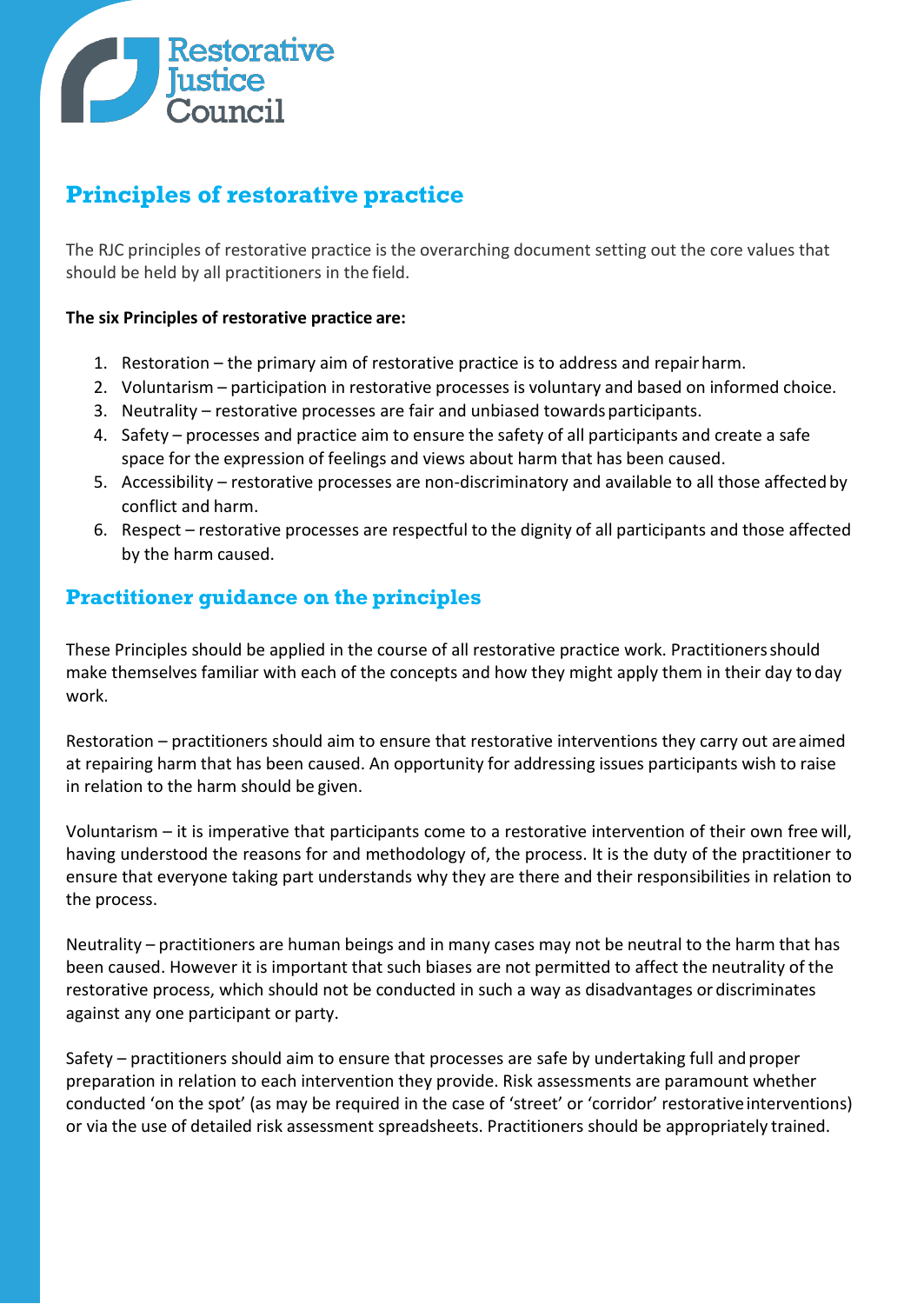# Principles of restorative practice

The RJC principles of restorative practice is the overarching document setting out the core values that should be held by all practitioners in the field.

**The six Principles of restorative practice are:**

1. Restoration – the primary aim of restorative practice is to address and repair harm.
2. Voluntarism – participation in restorative processes is voluntary and based on informed choice.
3. Neutrality – restorative processes are fair and unbiased towards participants.
4. Safety – processes and practice aim to ensure the safety of all participants and create a safe space for the expression of feelings and views about harm that has been caused.
5. Accessibility – restorative processes are non-discriminatory and available to all those affected by conflict and harm.
6. Respect – restorative processes are respectful to the dignity of all participants and those affected by the harm caused.

## Practitioner guidance on the principles

These Principles should be applied in the course of all restorative practice work. Practitioners should make themselves familiar with each of the concepts and how they might apply them in their day to day work.

Restoration – practitioners should aim to ensure that restorative interventions they carry out are aimed at repairing harm that has been caused. An opportunity for addressing issues participants wish to raise in relation to the harm should be given.

Voluntarism – it is imperative that participants come to a restorative intervention of their own free will, having understood the reasons for and methodology of, the process. It is the duty of the practitioner to ensure that everyone taking part understands why they are there and their responsibilities in relation to the process.

Neutrality – practitioners are human beings and in many cases may not be neutral to the harm that has been caused. However it is important that such biases are not permitted to affect the neutrality of the restorative process, which should not be conducted in such a way as disadvantages or discriminates against any one participant or party.

Safety – practitioners should aim to ensure that processes are safe by undertaking full and proper preparation in relation to each intervention they provide. Risk assessments are paramount whether conducted 'on the spot' (as may be required in the case of 'street' or 'corridor' restorative interventions) or via the use of detailed risk assessment spreadsheets. Practitioners should be appropriately trained.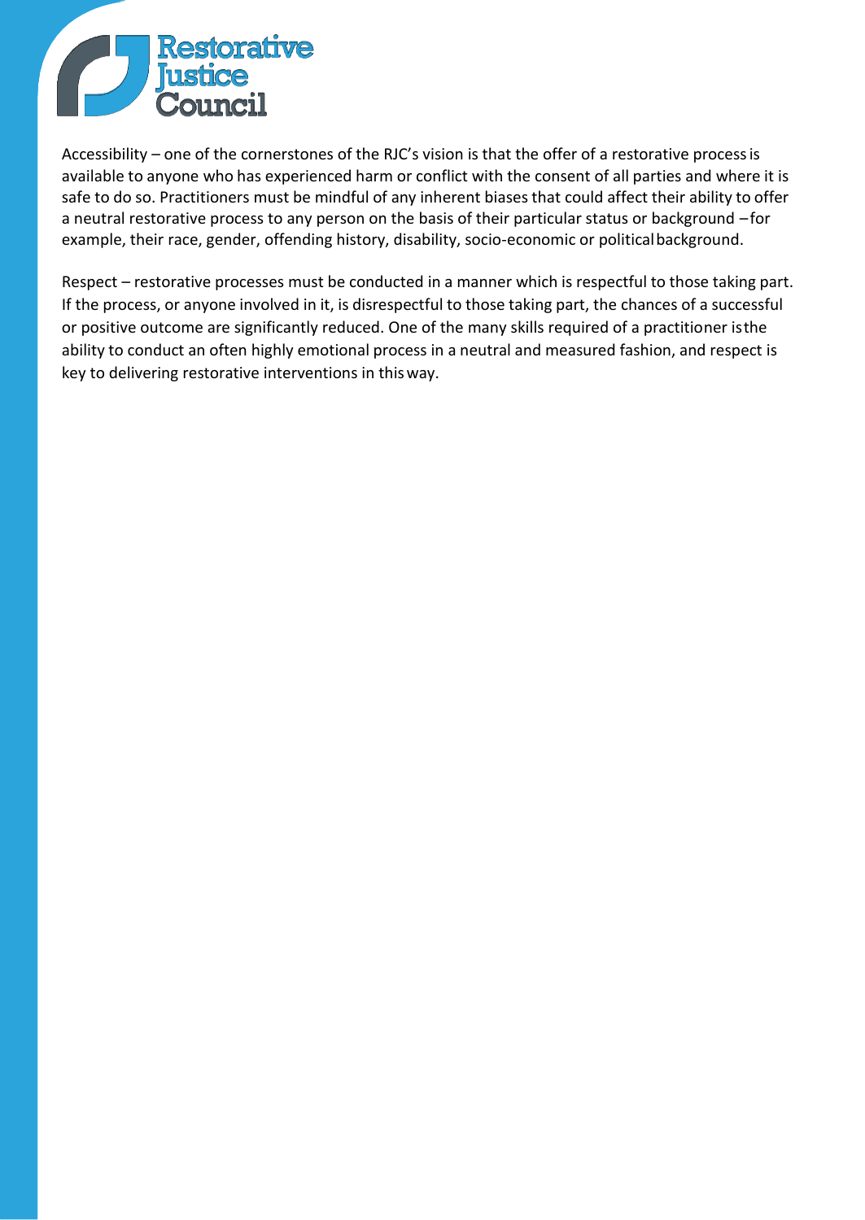Accessibility – one of the cornerstones of the RJC's vision is that the offer of a restorative process is available to anyone who has experienced harm or conflict with the consent of all parties and where it is safe to do so. Practitioners must be mindful of any inherent biases that could affect their ability to offer a neutral restorative process to any person on the basis of their particular status or background – for example, their race, gender, offending history, disability, socio-economic or political background.

Respect – restorative processes must be conducted in a manner which is respectful to those taking part. If the process, or anyone involved in it, is disrespectful to those taking part, the chances of a successful or positive outcome are significantly reduced. One of the many skills required of a practitioner is the ability to conduct an often highly emotional process in a neutral and measured fashion, and respect is key to delivering restorative interventions in this way.